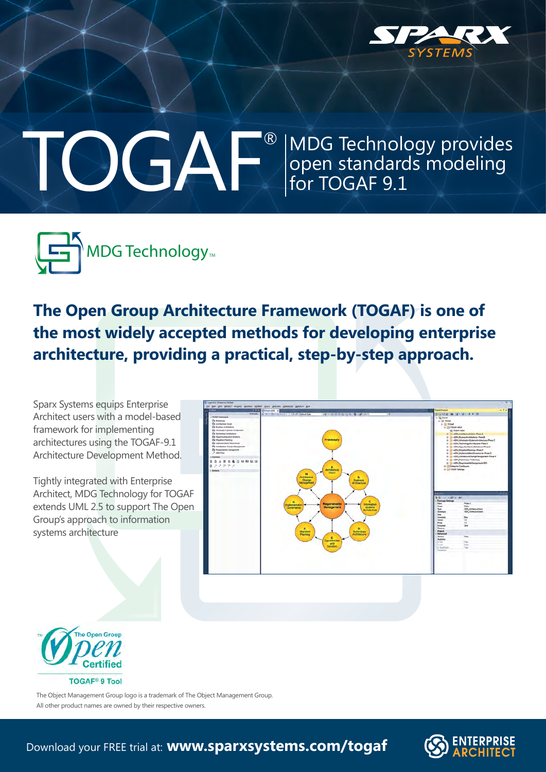# TOGAF®

MDG Technology provides open standards modeling for TOGAF 9.1

MDG Technology™

**The Open Group Architecture Framework (TOGAF) is one of the most widely accepted methods for developing enterprise architecture, providing a practical, step-by-step approach.**

Sparx Systems equips Enterprise Architect users with a model-based framework for implementing architectures using the TOGAF-9.1 Architecture Development Method.

Tightly integrated with Enterprise Architect, MDG Technology for TOGAF extends UML 2.5 to support The Open Group's approach to information systems architecture

The Open Group Open Certified TOGAF® 9 Tool

The Object Management Group logo is a trademark of The Object Management Group.
All other product names are owned by their respective owners.

Download your FREE trial at: **www.sparxsystems.com/togaf**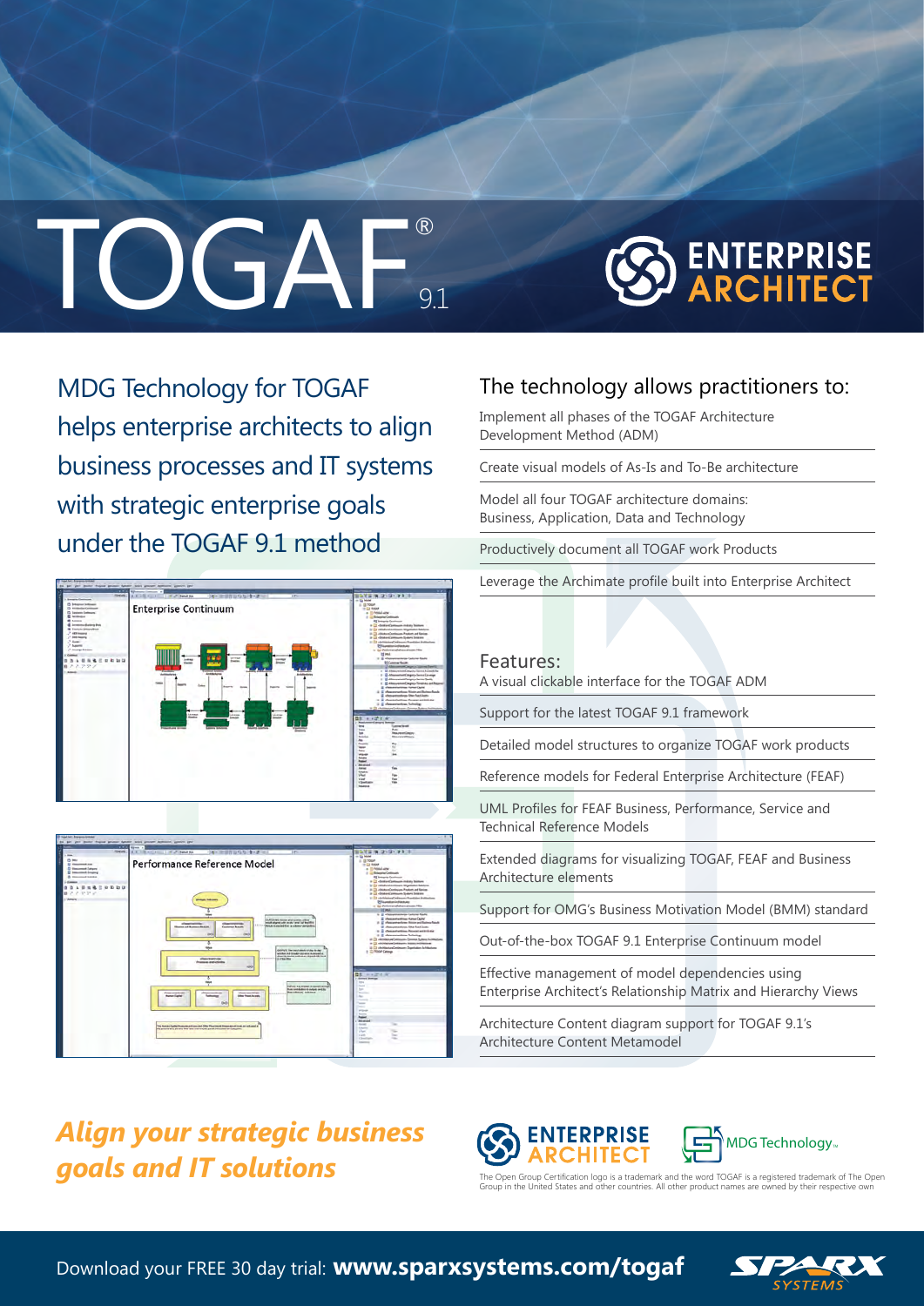# TOGAF® 9.1

ENTERPRISE ARCHITECT

MDG Technology for TOGAF helps enterprise architects to align business processes and IT systems with strategic enterprise goals under the TOGAF 9.1 method

## The technology allows practitioners to:

- Implement all phases of the TOGAF Architecture Development Method (ADM)
- Create visual models of As-Is and To-Be architecture
- Model all four TOGAF architecture domains: Business, Application, Data and Technology
- Productively document all TOGAF work Products
- Leverage the Archimate profile built into Enterprise Architect

## Features:

- A visual clickable interface for the TOGAF ADM
- Support for the latest TOGAF 9.1 framework
- Detailed model structures to organize TOGAF work products
- Reference models for Federal Enterprise Architecture (FEAF)
- UML Profiles for FEAF Business, Performance, Service and Technical Reference Models
- Extended diagrams for visualizing TOGAF, FEAF and Business Architecture elements
- Support for OMG's Business Motivation Model (BMM) standard
- Out-of-the-box TOGAF 9.1 Enterprise Continuum model
- Effective management of model dependencies using Enterprise Architect's Relationship Matrix and Hierarchy Views
- Architecture Content diagram support for TOGAF 9.1's Architecture Content Metamodel

***Align your strategic business goals and IT solutions***

ENTERPRISE ARCHITECT — MDG Technology™

The Open Group Certification logo is a trademark and the word TOGAF is a registered trademark of The Open Group in the United States and other countries. All other product names are owned by their respective own

Download your FREE 30 day trial: **www.sparxsystems.com/togaf**

SPARX SYSTEMS